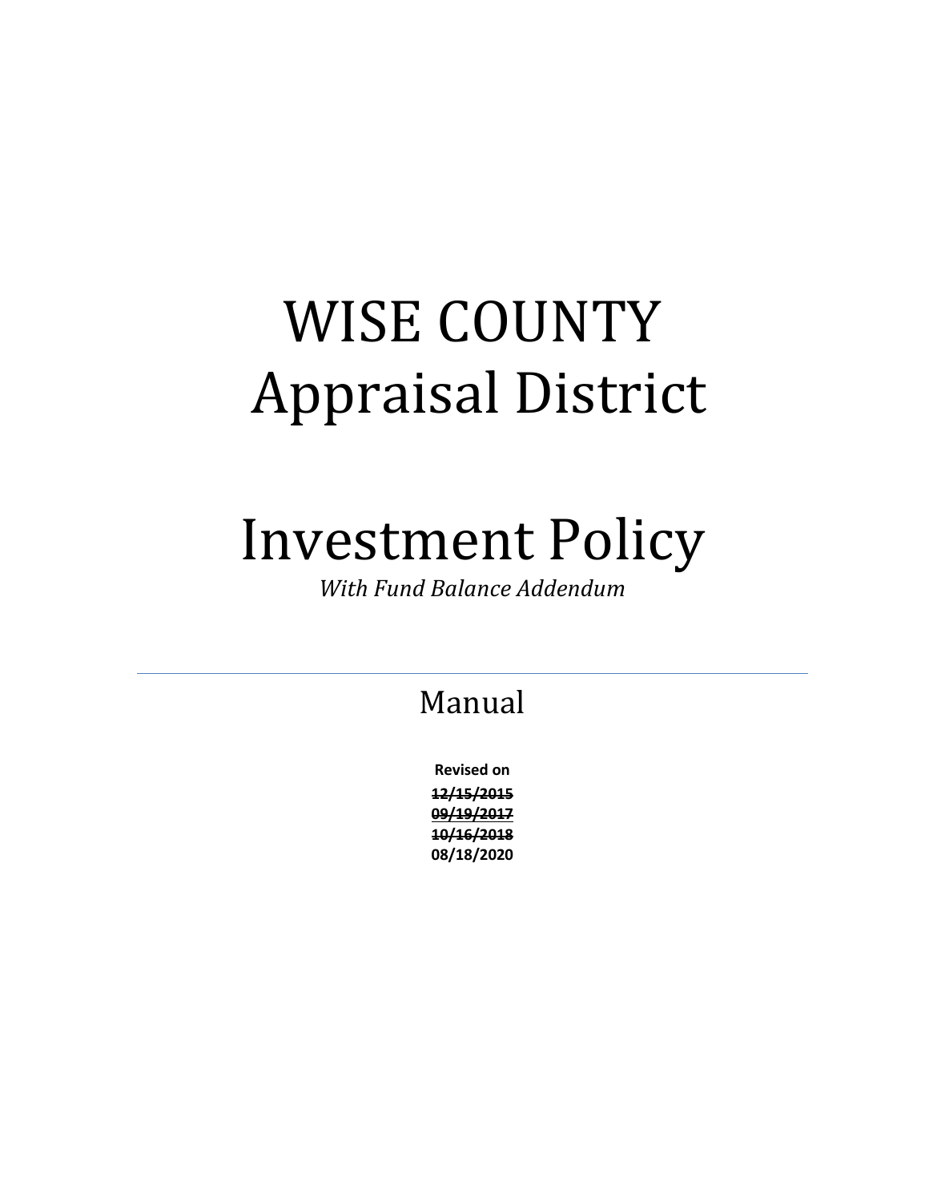# WISE COUNTY Appraisal District

# Investment Policy

*With Fund Balance Addendum*

---

## Manual

**Revised on**

**~~12/15/2015~~**
**~~09/19/2017~~**
**~~10/16/2018~~**
**08/18/2020**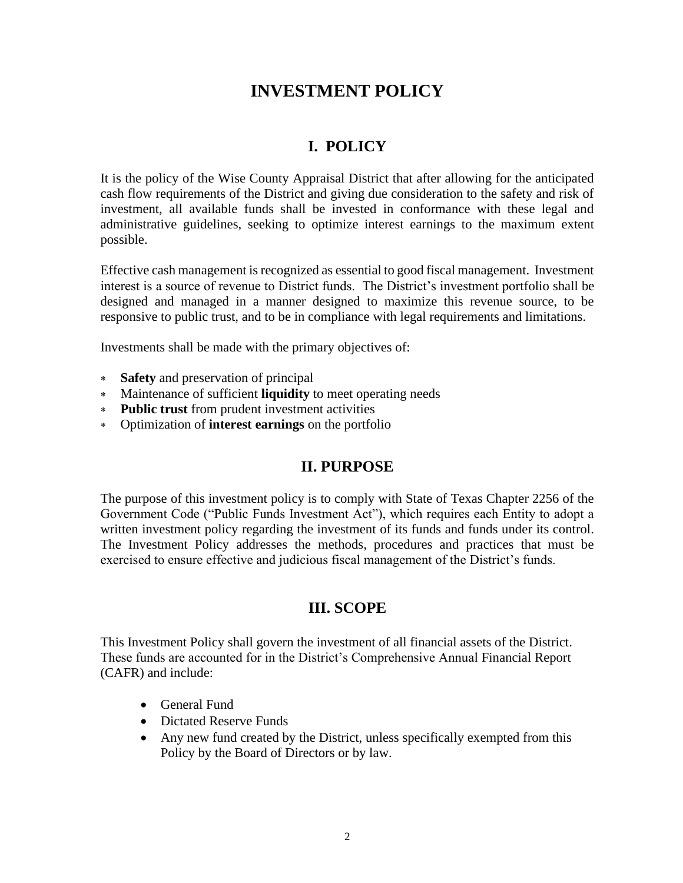# INVESTMENT POLICY

## I. POLICY

It is the policy of the Wise County Appraisal District that after allowing for the anticipated cash flow requirements of the District and giving due consideration to the safety and risk of investment, all available funds shall be invested in conformance with these legal and administrative guidelines, seeking to optimize interest earnings to the maximum extent possible.

Effective cash management is recognized as essential to good fiscal management. Investment interest is a source of revenue to District funds. The District's investment portfolio shall be designed and managed in a manner designed to maximize this revenue source, to be responsive to public trust, and to be in compliance with legal requirements and limitations.

Investments shall be made with the primary objectives of:

- **Safety** and preservation of principal
- Maintenance of sufficient **liquidity** to meet operating needs
- **Public trust** from prudent investment activities
- Optimization of **interest earnings** on the portfolio

## II. PURPOSE

The purpose of this investment policy is to comply with State of Texas Chapter 2256 of the Government Code ("Public Funds Investment Act"), which requires each Entity to adopt a written investment policy regarding the investment of its funds and funds under its control. The Investment Policy addresses the methods, procedures and practices that must be exercised to ensure effective and judicious fiscal management of the District's funds.

## III. SCOPE

This Investment Policy shall govern the investment of all financial assets of the District. These funds are accounted for in the District's Comprehensive Annual Financial Report (CAFR) and include:

- General Fund
- Dictated Reserve Funds
- Any new fund created by the District, unless specifically exempted from this Policy by the Board of Directors or by law.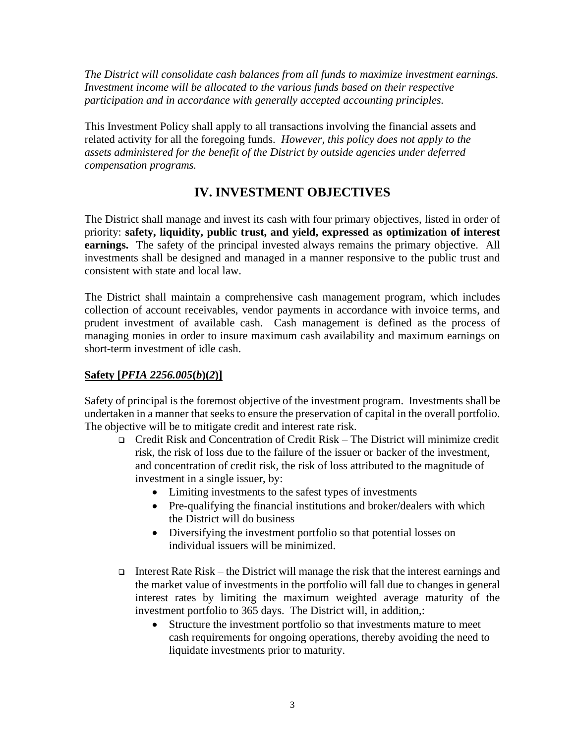*The District will consolidate cash balances from all funds to maximize investment earnings. Investment income will be allocated to the various funds based on their respective participation and in accordance with generally accepted accounting principles.*

This Investment Policy shall apply to all transactions involving the financial assets and related activity for all the foregoing funds. *However, this policy does not apply to the assets administered for the benefit of the District by outside agencies under deferred compensation programs.*

## IV. INVESTMENT OBJECTIVES

The District shall manage and invest its cash with four primary objectives, listed in order of priority: **safety, liquidity, public trust, and yield, expressed as optimization of interest earnings.** The safety of the principal invested always remains the primary objective. All investments shall be designed and managed in a manner responsive to the public trust and consistent with state and local law.

The District shall maintain a comprehensive cash management program, which includes collection of account receivables, vendor payments in accordance with invoice terms, and prudent investment of available cash. Cash management is defined as the process of managing monies in order to insure maximum cash availability and maximum earnings on short-term investment of idle cash.

**Safety [*PFIA 2256.005(b)(2)*]**

Safety of principal is the foremost objective of the investment program. Investments shall be undertaken in a manner that seeks to ensure the preservation of capital in the overall portfolio. The objective will be to mitigate credit and interest rate risk.

- Credit Risk and Concentration of Credit Risk – The District will minimize credit risk, the risk of loss due to the failure of the issuer or backer of the investment, and concentration of credit risk, the risk of loss attributed to the magnitude of investment in a single issuer, by:
  - Limiting investments to the safest types of investments
  - Pre-qualifying the financial institutions and broker/dealers with which the District will do business
  - Diversifying the investment portfolio so that potential losses on individual issuers will be minimized.

- Interest Rate Risk – the District will manage the risk that the interest earnings and the market value of investments in the portfolio will fall due to changes in general interest rates by limiting the maximum weighted average maturity of the investment portfolio to 365 days. The District will, in addition,:
  - Structure the investment portfolio so that investments mature to meet cash requirements for ongoing operations, thereby avoiding the need to liquidate investments prior to maturity.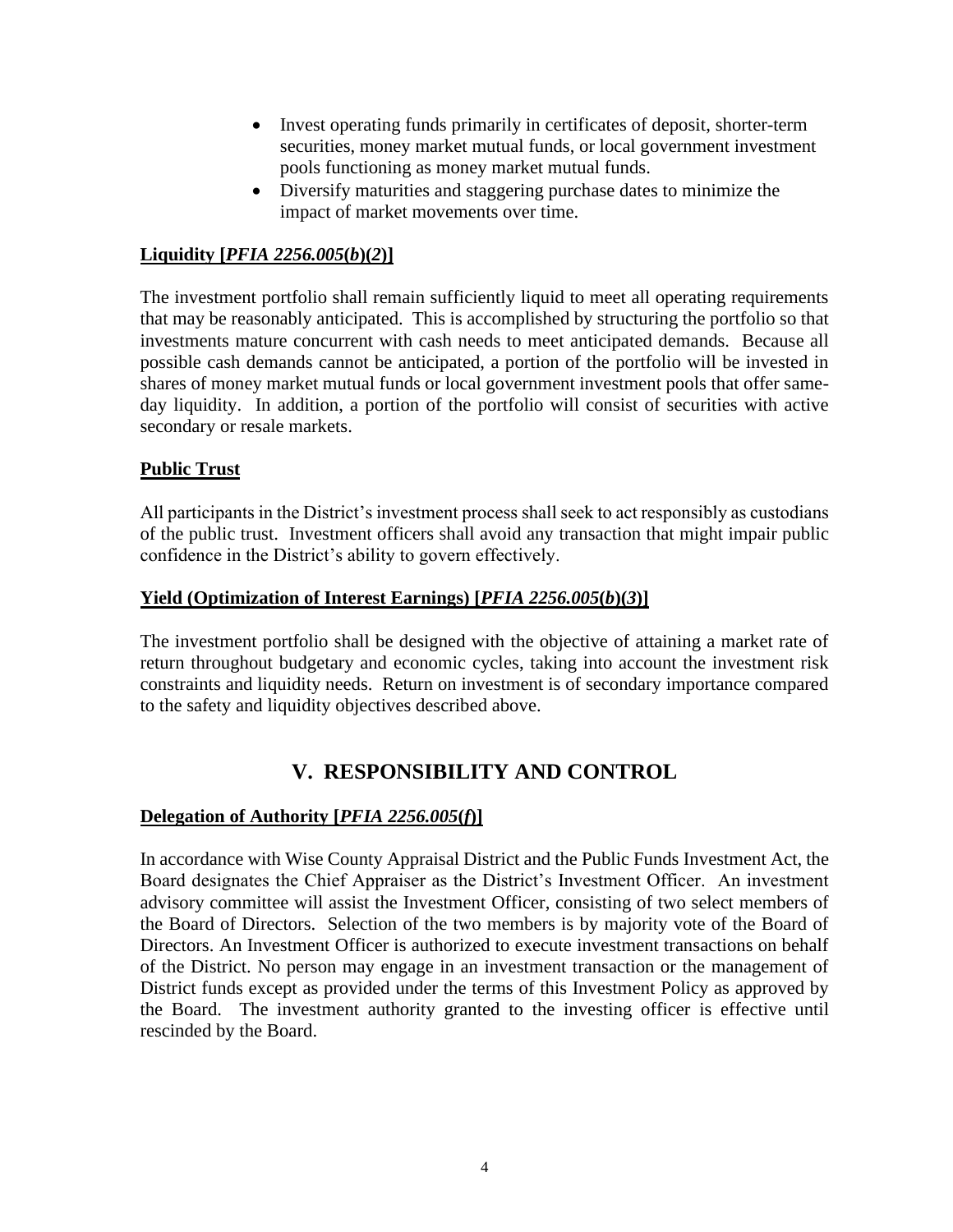- Invest operating funds primarily in certificates of deposit, shorter-term securities, money market mutual funds, or local government investment pools functioning as money market mutual funds.
- Diversify maturities and staggering purchase dates to minimize the impact of market movements over time.

**Liquidity [*PFIA 2256.005*(*b*)(*2*)]**

The investment portfolio shall remain sufficiently liquid to meet all operating requirements that may be reasonably anticipated. This is accomplished by structuring the portfolio so that investments mature concurrent with cash needs to meet anticipated demands. Because all possible cash demands cannot be anticipated, a portion of the portfolio will be invested in shares of money market mutual funds or local government investment pools that offer same-day liquidity. In addition, a portion of the portfolio will consist of securities with active secondary or resale markets.

**Public Trust**

All participants in the District's investment process shall seek to act responsibly as custodians of the public trust. Investment officers shall avoid any transaction that might impair public confidence in the District's ability to govern effectively.

**Yield (Optimization of Interest Earnings) [*PFIA 2256.005*(*b*)(*3*)]**

The investment portfolio shall be designed with the objective of attaining a market rate of return throughout budgetary and economic cycles, taking into account the investment risk constraints and liquidity needs. Return on investment is of secondary importance compared to the safety and liquidity objectives described above.

## V. RESPONSIBILITY AND CONTROL

**Delegation of Authority [*PFIA 2256.005*(*f*)]**

In accordance with Wise County Appraisal District and the Public Funds Investment Act, the Board designates the Chief Appraiser as the District's Investment Officer. An investment advisory committee will assist the Investment Officer, consisting of two select members of the Board of Directors. Selection of the two members is by majority vote of the Board of Directors. An Investment Officer is authorized to execute investment transactions on behalf of the District. No person may engage in an investment transaction or the management of District funds except as provided under the terms of this Investment Policy as approved by the Board. The investment authority granted to the investing officer is effective until rescinded by the Board.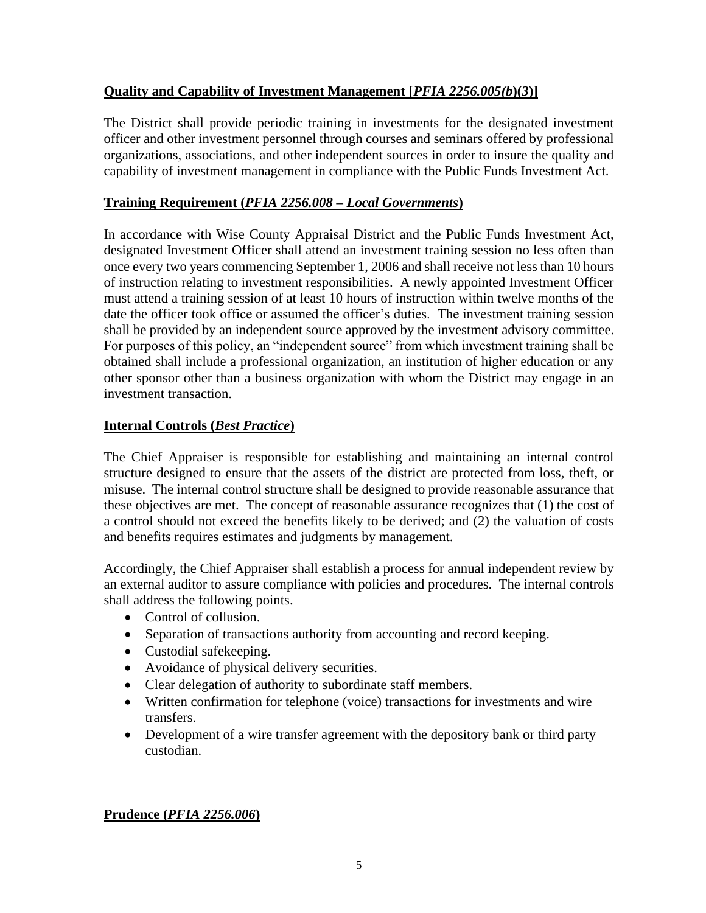**Quality and Capability of Investment Management [*PFIA 2256.005(b)(3)*]**

The District shall provide periodic training in investments for the designated investment officer and other investment personnel through courses and seminars offered by professional organizations, associations, and other independent sources in order to insure the quality and capability of investment management in compliance with the Public Funds Investment Act.

**Training Requirement (*PFIA 2256.008 – Local Governments*)**

In accordance with Wise County Appraisal District and the Public Funds Investment Act, designated Investment Officer shall attend an investment training session no less often than once every two years commencing September 1, 2006 and shall receive not less than 10 hours of instruction relating to investment responsibilities. A newly appointed Investment Officer must attend a training session of at least 10 hours of instruction within twelve months of the date the officer took office or assumed the officer's duties. The investment training session shall be provided by an independent source approved by the investment advisory committee. For purposes of this policy, an "independent source" from which investment training shall be obtained shall include a professional organization, an institution of higher education or any other sponsor other than a business organization with whom the District may engage in an investment transaction.

**Internal Controls (*Best Practice*)**

The Chief Appraiser is responsible for establishing and maintaining an internal control structure designed to ensure that the assets of the district are protected from loss, theft, or misuse. The internal control structure shall be designed to provide reasonable assurance that these objectives are met. The concept of reasonable assurance recognizes that (1) the cost of a control should not exceed the benefits likely to be derived; and (2) the valuation of costs and benefits requires estimates and judgments by management.

Accordingly, the Chief Appraiser shall establish a process for annual independent review by an external auditor to assure compliance with policies and procedures. The internal controls shall address the following points.

- Control of collusion.
- Separation of transactions authority from accounting and record keeping.
- Custodial safekeeping.
- Avoidance of physical delivery securities.
- Clear delegation of authority to subordinate staff members.
- Written confirmation for telephone (voice) transactions for investments and wire transfers.
- Development of a wire transfer agreement with the depository bank or third party custodian.

**Prudence (*PFIA 2256.006*)**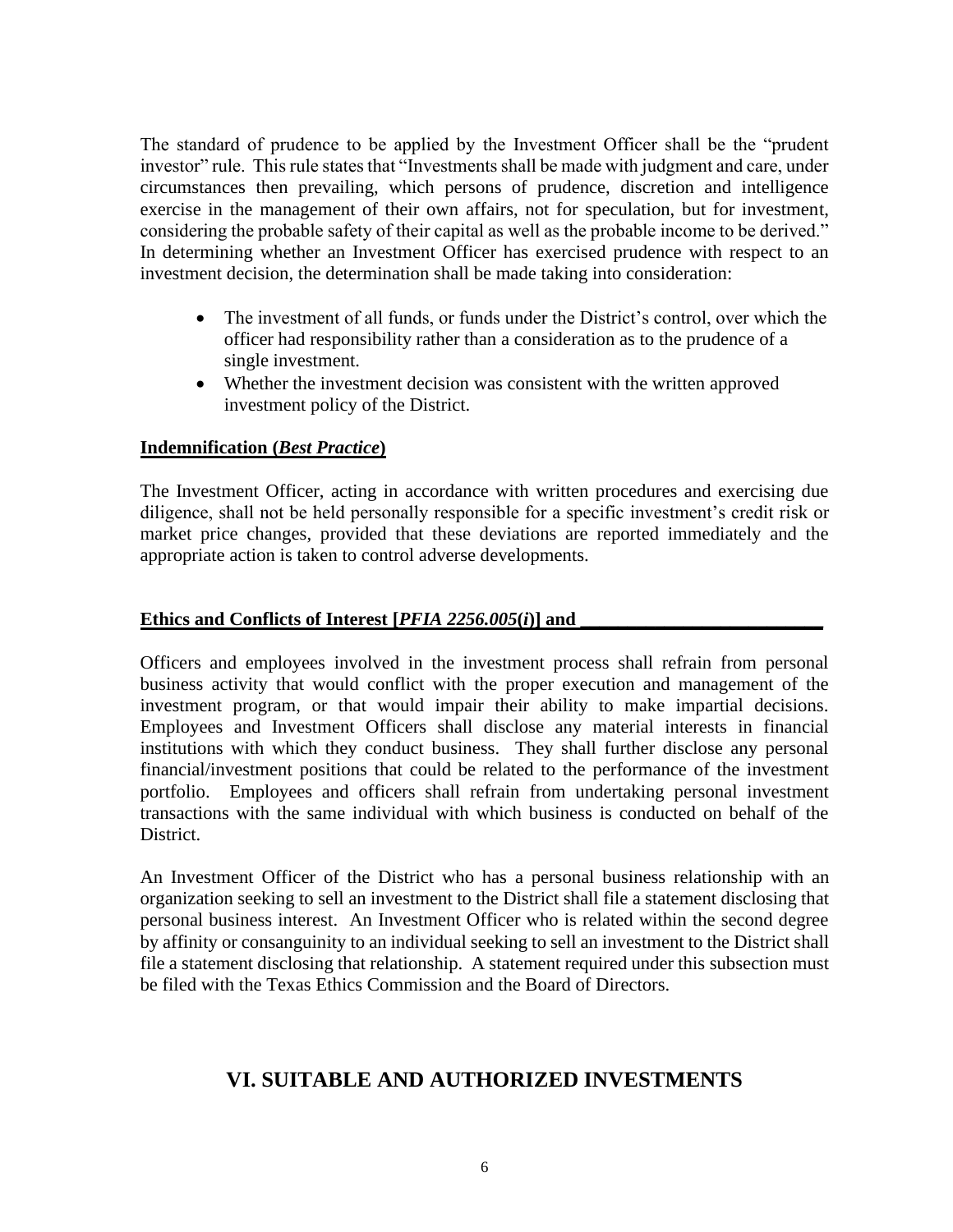The standard of prudence to be applied by the Investment Officer shall be the "prudent investor" rule. This rule states that "Investments shall be made with judgment and care, under circumstances then prevailing, which persons of prudence, discretion and intelligence exercise in the management of their own affairs, not for speculation, but for investment, considering the probable safety of their capital as well as the probable income to be derived." In determining whether an Investment Officer has exercised prudence with respect to an investment decision, the determination shall be made taking into consideration:

- The investment of all funds, or funds under the District's control, over which the officer had responsibility rather than a consideration as to the prudence of a single investment.
- Whether the investment decision was consistent with the written approved investment policy of the District.

**Indemnification (*Best Practice*)**

The Investment Officer, acting in accordance with written procedures and exercising due diligence, shall not be held personally responsible for a specific investment's credit risk or market price changes, provided that these deviations are reported immediately and the appropriate action is taken to control adverse developments.

**Ethics and Conflicts of Interest [*PFIA 2256.005(i)*] and \_\_\_\_\_\_\_\_\_\_\_\_\_\_\_\_\_\_\_\_\_\_\_\_\_\_**

Officers and employees involved in the investment process shall refrain from personal business activity that would conflict with the proper execution and management of the investment program, or that would impair their ability to make impartial decisions. Employees and Investment Officers shall disclose any material interests in financial institutions with which they conduct business. They shall further disclose any personal financial/investment positions that could be related to the performance of the investment portfolio. Employees and officers shall refrain from undertaking personal investment transactions with the same individual with which business is conducted on behalf of the District.

An Investment Officer of the District who has a personal business relationship with an organization seeking to sell an investment to the District shall file a statement disclosing that personal business interest. An Investment Officer who is related within the second degree by affinity or consanguinity to an individual seeking to sell an investment to the District shall file a statement disclosing that relationship. A statement required under this subsection must be filed with the Texas Ethics Commission and the Board of Directors.

## VI. SUITABLE AND AUTHORIZED INVESTMENTS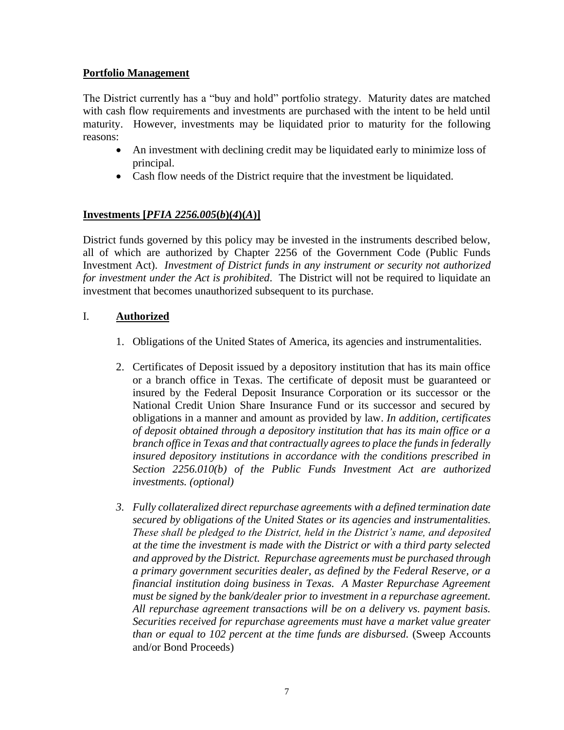## Portfolio Management

The District currently has a "buy and hold" portfolio strategy. Maturity dates are matched with cash flow requirements and investments are purchased with the intent to be held until maturity. However, investments may be liquidated prior to maturity for the following reasons:

- An investment with declining credit may be liquidated early to minimize loss of principal.
- Cash flow needs of the District require that the investment be liquidated.

## Investments [*PFIA 2256.005(b)(4)(A)*]

District funds governed by this policy may be invested in the instruments described below, all of which are authorized by Chapter 2256 of the Government Code (Public Funds Investment Act). *Investment of District funds in any instrument or security not authorized for investment under the Act is prohibited*. The District will not be required to liquidate an investment that becomes unauthorized subsequent to its purchase.

### I. Authorized

1. Obligations of the United States of America, its agencies and instrumentalities.

2. Certificates of Deposit issued by a depository institution that has its main office or a branch office in Texas. The certificate of deposit must be guaranteed or insured by the Federal Deposit Insurance Corporation or its successor or the National Credit Union Share Insurance Fund or its successor and secured by obligations in a manner and amount as provided by law. *In addition, certificates of deposit obtained through a depository institution that has its main office or a branch office in Texas and that contractually agrees to place the funds in federally insured depository institutions in accordance with the conditions prescribed in Section 2256.010(b) of the Public Funds Investment Act are authorized investments. (optional)*

3. *Fully collateralized direct repurchase agreements with a defined termination date secured by obligations of the United States or its agencies and instrumentalities. These shall be pledged to the District, held in the District's name, and deposited at the time the investment is made with the District or with a third party selected and approved by the District. Repurchase agreements must be purchased through a primary government securities dealer, as defined by the Federal Reserve, or a financial institution doing business in Texas. A Master Repurchase Agreement must be signed by the bank/dealer prior to investment in a repurchase agreement. All repurchase agreement transactions will be on a delivery vs. payment basis. Securities received for repurchase agreements must have a market value greater than or equal to 102 percent at the time funds are disbursed.* (Sweep Accounts and/or Bond Proceeds)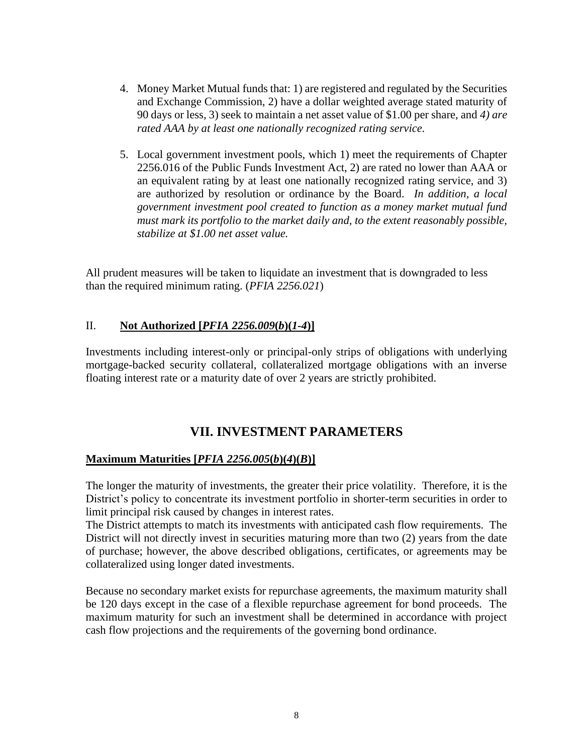4. Money Market Mutual funds that: 1) are registered and regulated by the Securities and Exchange Commission, 2) have a dollar weighted average stated maturity of 90 days or less, 3) seek to maintain a net asset value of $1.00 per share, and *4) are rated AAA by at least one nationally recognized rating service.*

5. Local government investment pools, which 1) meet the requirements of Chapter 2256.016 of the Public Funds Investment Act, 2) are rated no lower than AAA or an equivalent rating by at least one nationally recognized rating service, and 3) are authorized by resolution or ordinance by the Board. *In addition, a local government investment pool created to function as a money market mutual fund must mark its portfolio to the market daily and, to the extent reasonably possible, stabilize at $1.00 net asset value.*

All prudent measures will be taken to liquidate an investment that is downgraded to less than the required minimum rating. (*PFIA 2256.021*)

II. **Not Authorized [*PFIA 2256.009*(*b*)(*1-4*)]**

Investments including interest-only or principal-only strips of obligations with underlying mortgage-backed security collateral, collateralized mortgage obligations with an inverse floating interest rate or a maturity date of over 2 years are strictly prohibited.

## VII. INVESTMENT PARAMETERS

**Maximum Maturities [*PFIA 2256.005*(*b*)(*4*)(*B*)]**

The longer the maturity of investments, the greater their price volatility. Therefore, it is the District's policy to concentrate its investment portfolio in shorter-term securities in order to limit principal risk caused by changes in interest rates.

The District attempts to match its investments with anticipated cash flow requirements. The District will not directly invest in securities maturing more than two (2) years from the date of purchase; however, the above described obligations, certificates, or agreements may be collateralized using longer dated investments.

Because no secondary market exists for repurchase agreements, the maximum maturity shall be 120 days except in the case of a flexible repurchase agreement for bond proceeds. The maximum maturity for such an investment shall be determined in accordance with project cash flow projections and the requirements of the governing bond ordinance.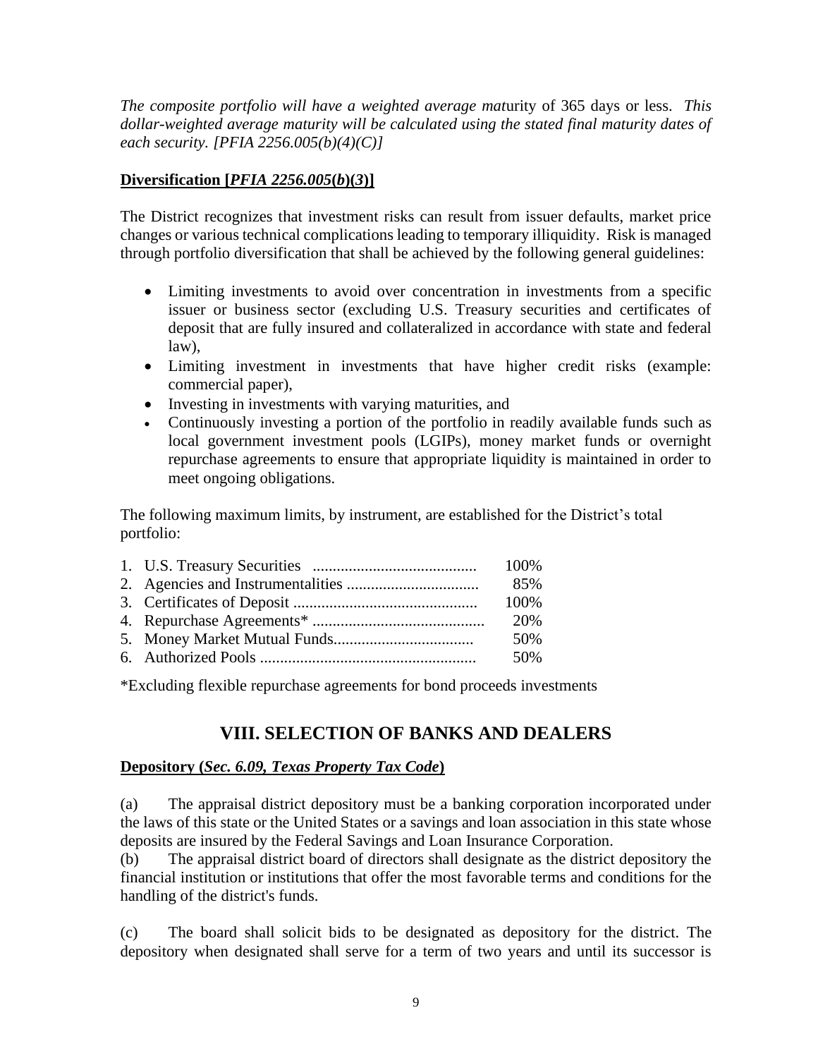*The composite portfolio will have a weighted average mat*urity of 365 days or less. *This dollar-weighted average maturity will be calculated using the stated final maturity dates of each security. [PFIA 2256.005(b)(4)(C)]*

**Diversification [*PFIA 2256.005*(*b*)(*3*)]**

The District recognizes that investment risks can result from issuer defaults, market price changes or various technical complications leading to temporary illiquidity. Risk is managed through portfolio diversification that shall be achieved by the following general guidelines:

- Limiting investments to avoid over concentration in investments from a specific issuer or business sector (excluding U.S. Treasury securities and certificates of deposit that are fully insured and collateralized in accordance with state and federal law),
- Limiting investment in investments that have higher credit risks (example: commercial paper),
- Investing in investments with varying maturities, and
- Continuously investing a portion of the portfolio in readily available funds such as local government investment pools (LGIPs), money market funds or overnight repurchase agreements to ensure that appropriate liquidity is maintained in order to meet ongoing obligations.

The following maximum limits, by instrument, are established for the District's total portfolio:

1. U.S. Treasury Securities ......................................... 100%
2. Agencies and Instrumentalities ................................. 85%
3. Certificates of Deposit .............................................. 100%
4. Repurchase Agreements* ........................................... 20%
5. Money Market Mutual Funds................................... 50%
6. Authorized Pools ...................................................... 50%

*Excluding flexible repurchase agreements for bond proceeds investments

## VIII. SELECTION OF BANKS AND DEALERS

**Depository (*Sec. 6.09, Texas Property Tax Code*)**

(a) The appraisal district depository must be a banking corporation incorporated under the laws of this state or the United States or a savings and loan association in this state whose deposits are insured by the Federal Savings and Loan Insurance Corporation.
(b) The appraisal district board of directors shall designate as the district depository the financial institution or institutions that offer the most favorable terms and conditions for the handling of the district's funds.

(c) The board shall solicit bids to be designated as depository for the district. The depository when designated shall serve for a term of two years and until its successor is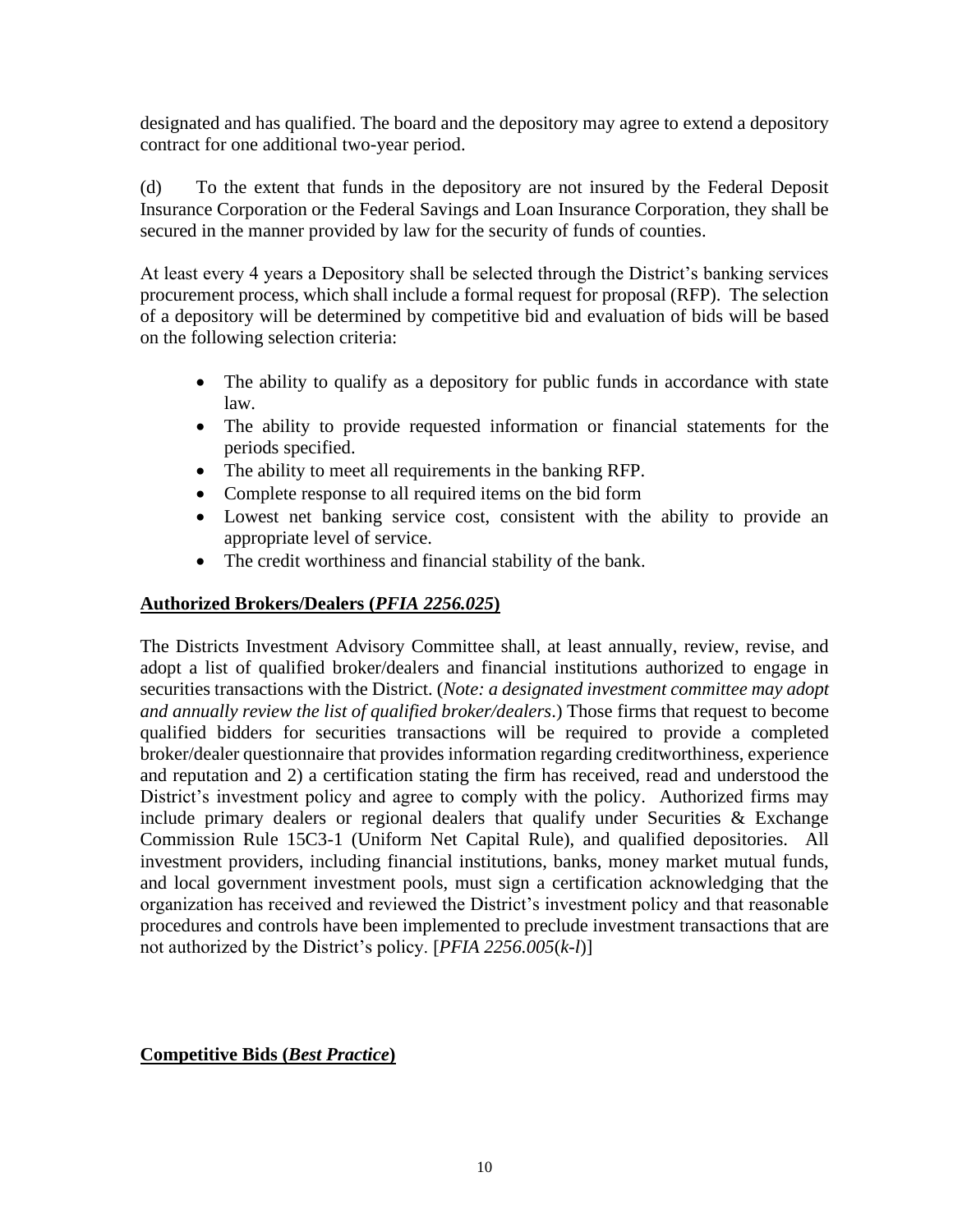designated and has qualified. The board and the depository may agree to extend a depository contract for one additional two-year period.

(d) To the extent that funds in the depository are not insured by the Federal Deposit Insurance Corporation or the Federal Savings and Loan Insurance Corporation, they shall be secured in the manner provided by law for the security of funds of counties.

At least every 4 years a Depository shall be selected through the District's banking services procurement process, which shall include a formal request for proposal (RFP). The selection of a depository will be determined by competitive bid and evaluation of bids will be based on the following selection criteria:

- The ability to qualify as a depository for public funds in accordance with state law.
- The ability to provide requested information or financial statements for the periods specified.
- The ability to meet all requirements in the banking RFP.
- Complete response to all required items on the bid form
- Lowest net banking service cost, consistent with the ability to provide an appropriate level of service.
- The credit worthiness and financial stability of the bank.

**Authorized Brokers/Dealers (*PFIA 2256.025*)**

The Districts Investment Advisory Committee shall, at least annually, review, revise, and adopt a list of qualified broker/dealers and financial institutions authorized to engage in securities transactions with the District. (*Note: a designated investment committee may adopt and annually review the list of qualified broker/dealers*.) Those firms that request to become qualified bidders for securities transactions will be required to provide a completed broker/dealer questionnaire that provides information regarding creditworthiness, experience and reputation and 2) a certification stating the firm has received, read and understood the District's investment policy and agree to comply with the policy. Authorized firms may include primary dealers or regional dealers that qualify under Securities & Exchange Commission Rule 15C3-1 (Uniform Net Capital Rule), and qualified depositories. All investment providers, including financial institutions, banks, money market mutual funds, and local government investment pools, must sign a certification acknowledging that the organization has received and reviewed the District's investment policy and that reasonable procedures and controls have been implemented to preclude investment transactions that are not authorized by the District's policy. [*PFIA 2256.005*(*k-l*)]

**Competitive Bids (*Best Practice*)**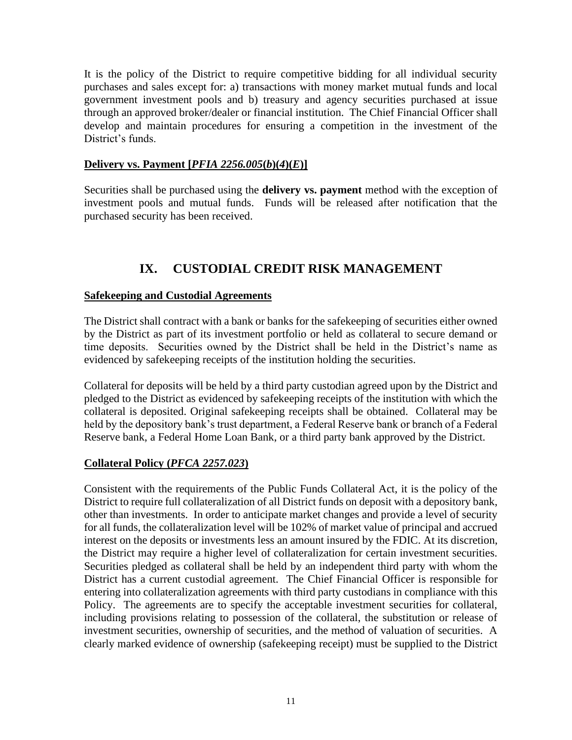It is the policy of the District to require competitive bidding for all individual security purchases and sales except for: a) transactions with money market mutual funds and local government investment pools and b) treasury and agency securities purchased at issue through an approved broker/dealer or financial institution. The Chief Financial Officer shall develop and maintain procedures for ensuring a competition in the investment of the District's funds.

**Delivery vs. Payment [*PFIA 2256.005*(*b*)(*4*)(*E*)]**

Securities shall be purchased using the **delivery vs. payment** method with the exception of investment pools and mutual funds. Funds will be released after notification that the purchased security has been received.

# IX. CUSTODIAL CREDIT RISK MANAGEMENT

**Safekeeping and Custodial Agreements**

The District shall contract with a bank or banks for the safekeeping of securities either owned by the District as part of its investment portfolio or held as collateral to secure demand or time deposits. Securities owned by the District shall be held in the District's name as evidenced by safekeeping receipts of the institution holding the securities.

Collateral for deposits will be held by a third party custodian agreed upon by the District and pledged to the District as evidenced by safekeeping receipts of the institution with which the collateral is deposited. Original safekeeping receipts shall be obtained. Collateral may be held by the depository bank's trust department, a Federal Reserve bank or branch of a Federal Reserve bank, a Federal Home Loan Bank, or a third party bank approved by the District.

**Collateral Policy (*PFCA 2257.023*)**

Consistent with the requirements of the Public Funds Collateral Act, it is the policy of the District to require full collateralization of all District funds on deposit with a depository bank, other than investments. In order to anticipate market changes and provide a level of security for all funds, the collateralization level will be 102% of market value of principal and accrued interest on the deposits or investments less an amount insured by the FDIC. At its discretion, the District may require a higher level of collateralization for certain investment securities. Securities pledged as collateral shall be held by an independent third party with whom the District has a current custodial agreement. The Chief Financial Officer is responsible for entering into collateralization agreements with third party custodians in compliance with this Policy. The agreements are to specify the acceptable investment securities for collateral, including provisions relating to possession of the collateral, the substitution or release of investment securities, ownership of securities, and the method of valuation of securities. A clearly marked evidence of ownership (safekeeping receipt) must be supplied to the District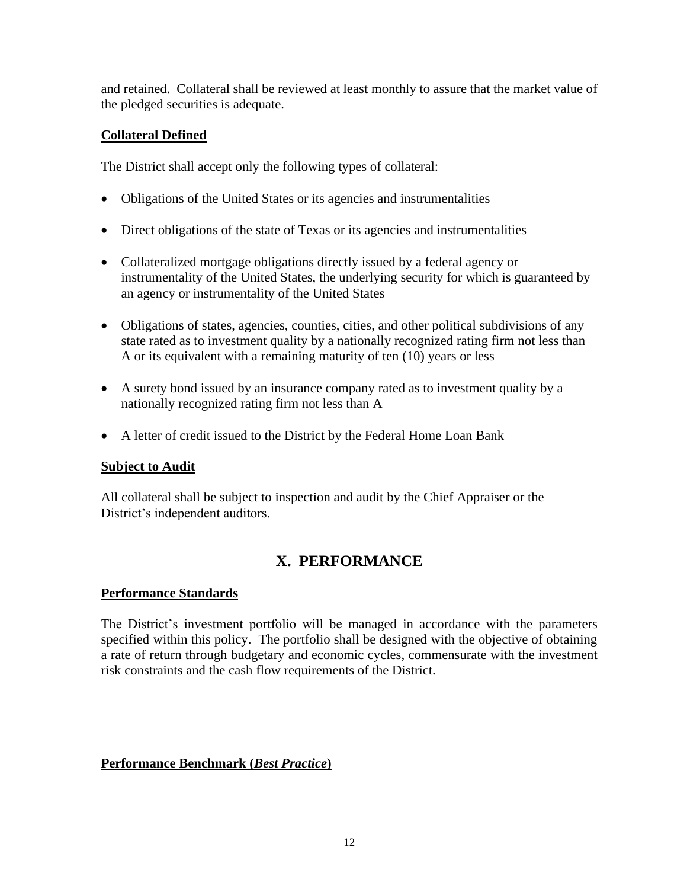and retained. Collateral shall be reviewed at least monthly to assure that the market value of the pledged securities is adequate.

**Collateral Defined**

The District shall accept only the following types of collateral:

- Obligations of the United States or its agencies and instrumentalities
- Direct obligations of the state of Texas or its agencies and instrumentalities
- Collateralized mortgage obligations directly issued by a federal agency or instrumentality of the United States, the underlying security for which is guaranteed by an agency or instrumentality of the United States
- Obligations of states, agencies, counties, cities, and other political subdivisions of any state rated as to investment quality by a nationally recognized rating firm not less than A or its equivalent with a remaining maturity of ten (10) years or less
- A surety bond issued by an insurance company rated as to investment quality by a nationally recognized rating firm not less than A
- A letter of credit issued to the District by the Federal Home Loan Bank

**Subject to Audit**

All collateral shall be subject to inspection and audit by the Chief Appraiser or the District's independent auditors.

## X. PERFORMANCE

**Performance Standards**

The District's investment portfolio will be managed in accordance with the parameters specified within this policy. The portfolio shall be designed with the objective of obtaining a rate of return through budgetary and economic cycles, commensurate with the investment risk constraints and the cash flow requirements of the District.

**Performance Benchmark (*Best Practice*)**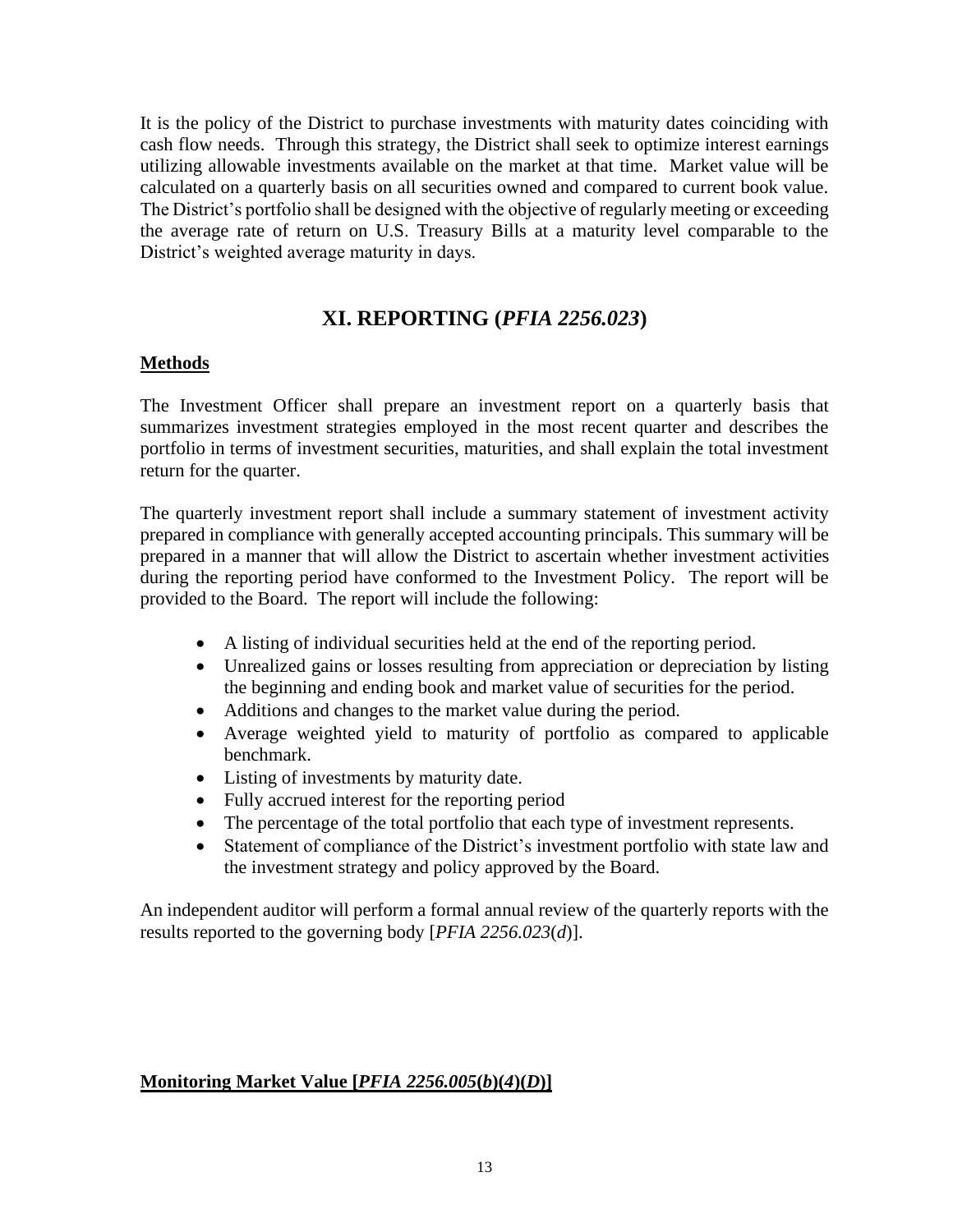It is the policy of the District to purchase investments with maturity dates coinciding with cash flow needs. Through this strategy, the District shall seek to optimize interest earnings utilizing allowable investments available on the market at that time. Market value will be calculated on a quarterly basis on all securities owned and compared to current book value. The District's portfolio shall be designed with the objective of regularly meeting or exceeding the average rate of return on U.S. Treasury Bills at a maturity level comparable to the District's weighted average maturity in days.

## XI. REPORTING (*PFIA 2256.023*)

**Methods**

The Investment Officer shall prepare an investment report on a quarterly basis that summarizes investment strategies employed in the most recent quarter and describes the portfolio in terms of investment securities, maturities, and shall explain the total investment return for the quarter.

The quarterly investment report shall include a summary statement of investment activity prepared in compliance with generally accepted accounting principals. This summary will be prepared in a manner that will allow the District to ascertain whether investment activities during the reporting period have conformed to the Investment Policy. The report will be provided to the Board. The report will include the following:

- A listing of individual securities held at the end of the reporting period.
- Unrealized gains or losses resulting from appreciation or depreciation by listing the beginning and ending book and market value of securities for the period.
- Additions and changes to the market value during the period.
- Average weighted yield to maturity of portfolio as compared to applicable benchmark.
- Listing of investments by maturity date.
- Fully accrued interest for the reporting period
- The percentage of the total portfolio that each type of investment represents.
- Statement of compliance of the District's investment portfolio with state law and the investment strategy and policy approved by the Board.

An independent auditor will perform a formal annual review of the quarterly reports with the results reported to the governing body [*PFIA 2256.023*(*d*)].

**Monitoring Market Value [*PFIA 2256.005*(*b*)(*4*)(*D*)]**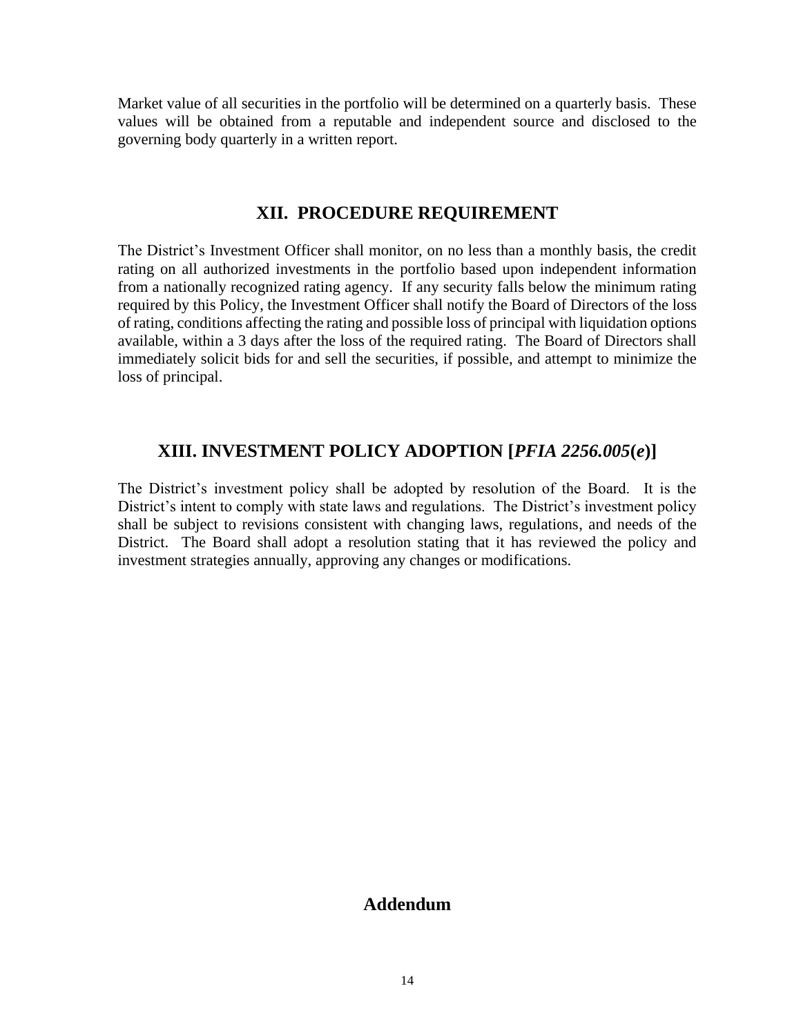Market value of all securities in the portfolio will be determined on a quarterly basis. These values will be obtained from a reputable and independent source and disclosed to the governing body quarterly in a written report.

## XII. PROCEDURE REQUIREMENT

The District's Investment Officer shall monitor, on no less than a monthly basis, the credit rating on all authorized investments in the portfolio based upon independent information from a nationally recognized rating agency. If any security falls below the minimum rating required by this Policy, the Investment Officer shall notify the Board of Directors of the loss of rating, conditions affecting the rating and possible loss of principal with liquidation options available, within a 3 days after the loss of the required rating. The Board of Directors shall immediately solicit bids for and sell the securities, if possible, and attempt to minimize the loss of principal.

## XIII. INVESTMENT POLICY ADOPTION [*PFIA 2256.005(e)*]

The District's investment policy shall be adopted by resolution of the Board. It is the District's intent to comply with state laws and regulations. The District's investment policy shall be subject to revisions consistent with changing laws, regulations, and needs of the District. The Board shall adopt a resolution stating that it has reviewed the policy and investment strategies annually, approving any changes or modifications.

## Addendum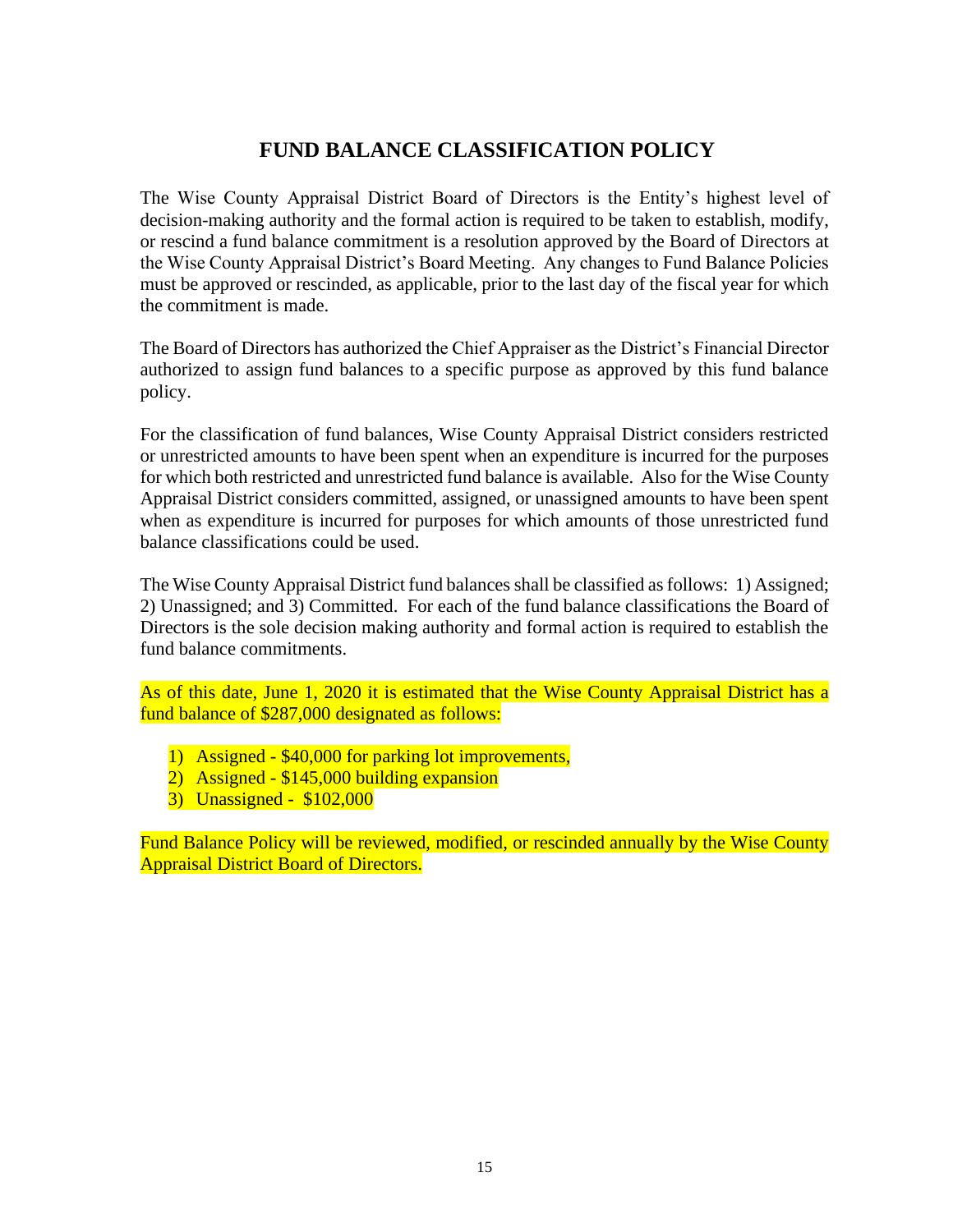# FUND BALANCE CLASSIFICATION POLICY

The Wise County Appraisal District Board of Directors is the Entity's highest level of decision-making authority and the formal action is required to be taken to establish, modify, or rescind a fund balance commitment is a resolution approved by the Board of Directors at the Wise County Appraisal District's Board Meeting. Any changes to Fund Balance Policies must be approved or rescinded, as applicable, prior to the last day of the fiscal year for which the commitment is made.

The Board of Directors has authorized the Chief Appraiser as the District's Financial Director authorized to assign fund balances to a specific purpose as approved by this fund balance policy.

For the classification of fund balances, Wise County Appraisal District considers restricted or unrestricted amounts to have been spent when an expenditure is incurred for the purposes for which both restricted and unrestricted fund balance is available. Also for the Wise County Appraisal District considers committed, assigned, or unassigned amounts to have been spent when as expenditure is incurred for purposes for which amounts of those unrestricted fund balance classifications could be used.

The Wise County Appraisal District fund balances shall be classified as follows: 1) Assigned; 2) Unassigned; and 3) Committed. For each of the fund balance classifications the Board of Directors is the sole decision making authority and formal action is required to establish the fund balance commitments.

As of this date, June 1, 2020 it is estimated that the Wise County Appraisal District has a fund balance of $287,000 designated as follows:

1) Assigned - $40,000 for parking lot improvements,
2) Assigned - $145,000 building expansion
3) Unassigned - $102,000

Fund Balance Policy will be reviewed, modified, or rescinded annually by the Wise County Appraisal District Board of Directors.